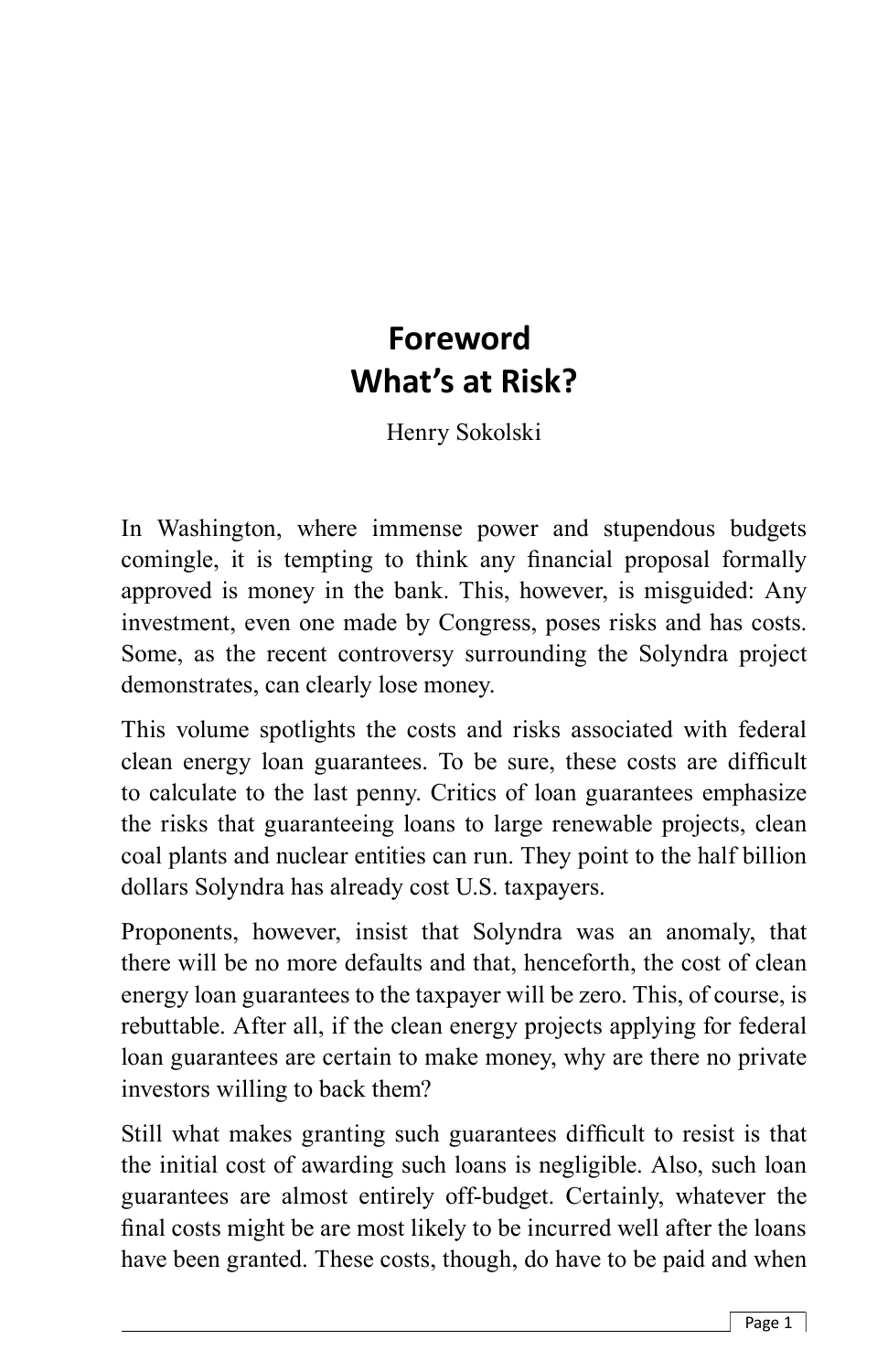# Foreword
# What's at Risk?

Henry Sokolski

In Washington, where immense power and stupendous budgets comingle, it is tempting to think any financial proposal formally approved is money in the bank. This, however, is misguided: Any investment, even one made by Congress, poses risks and has costs. Some, as the recent controversy surrounding the Solyndra project demonstrates, can clearly lose money.

This volume spotlights the costs and risks associated with federal clean energy loan guarantees. To be sure, these costs are difficult to calculate to the last penny. Critics of loan guarantees emphasize the risks that guaranteeing loans to large renewable projects, clean coal plants and nuclear entities can run. They point to the half billion dollars Solyndra has already cost U.S. taxpayers.

Proponents, however, insist that Solyndra was an anomaly, that there will be no more defaults and that, henceforth, the cost of clean energy loan guarantees to the taxpayer will be zero. This, of course, is rebuttable. After all, if the clean energy projects applying for federal loan guarantees are certain to make money, why are there no private investors willing to back them?

Still what makes granting such guarantees difficult to resist is that the initial cost of awarding such loans is negligible. Also, such loan guarantees are almost entirely off-budget. Certainly, whatever the final costs might be are most likely to be incurred well after the loans have been granted. These costs, though, do have to be paid and when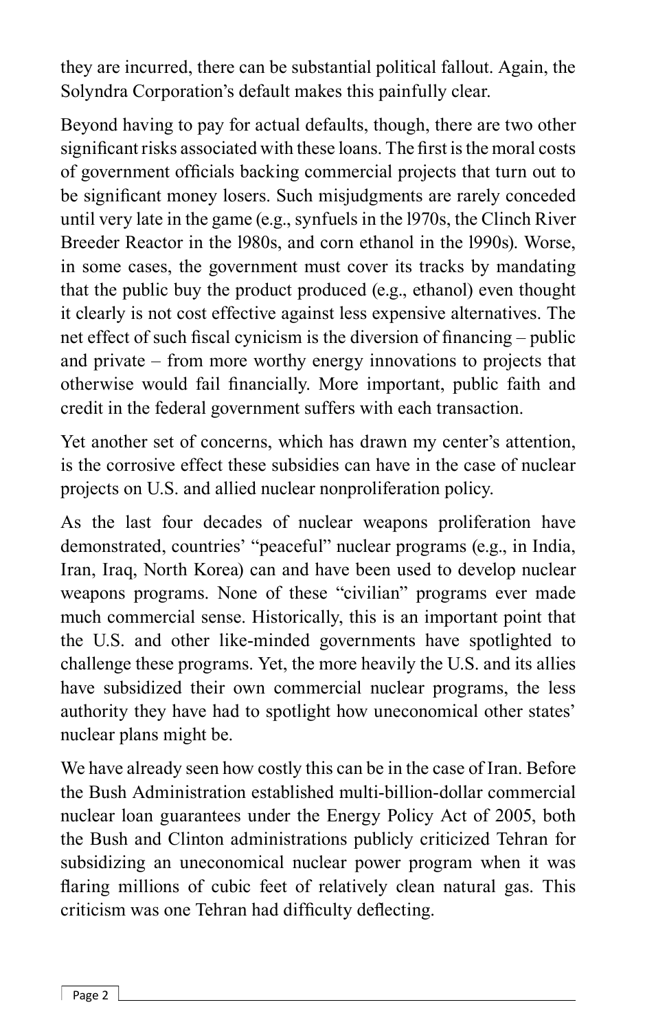they are incurred, there can be substantial political fallout. Again, the Solyndra Corporation's default makes this painfully clear.

Beyond having to pay for actual defaults, though, there are two other significant risks associated with these loans. The first is the moral costs of government officials backing commercial projects that turn out to be significant money losers. Such misjudgments are rarely conceded until very late in the game (e.g., synfuels in the l970s, the Clinch River Breeder Reactor in the l980s, and corn ethanol in the l990s). Worse, in some cases, the government must cover its tracks by mandating that the public buy the product produced (e.g., ethanol) even thought it clearly is not cost effective against less expensive alternatives. The net effect of such fiscal cynicism is the diversion of financing – public and private – from more worthy energy innovations to projects that otherwise would fail financially. More important, public faith and credit in the federal government suffers with each transaction.

Yet another set of concerns, which has drawn my center's attention, is the corrosive effect these subsidies can have in the case of nuclear projects on U.S. and allied nuclear nonproliferation policy.

As the last four decades of nuclear weapons proliferation have demonstrated, countries' "peaceful" nuclear programs (e.g., in India, Iran, Iraq, North Korea) can and have been used to develop nuclear weapons programs. None of these "civilian" programs ever made much commercial sense. Historically, this is an important point that the U.S. and other like-minded governments have spotlighted to challenge these programs. Yet, the more heavily the U.S. and its allies have subsidized their own commercial nuclear programs, the less authority they have had to spotlight how uneconomical other states' nuclear plans might be.

We have already seen how costly this can be in the case of Iran. Before the Bush Administration established multi-billion-dollar commercial nuclear loan guarantees under the Energy Policy Act of 2005, both the Bush and Clinton administrations publicly criticized Tehran for subsidizing an uneconomical nuclear power program when it was flaring millions of cubic feet of relatively clean natural gas. This criticism was one Tehran had difficulty deflecting.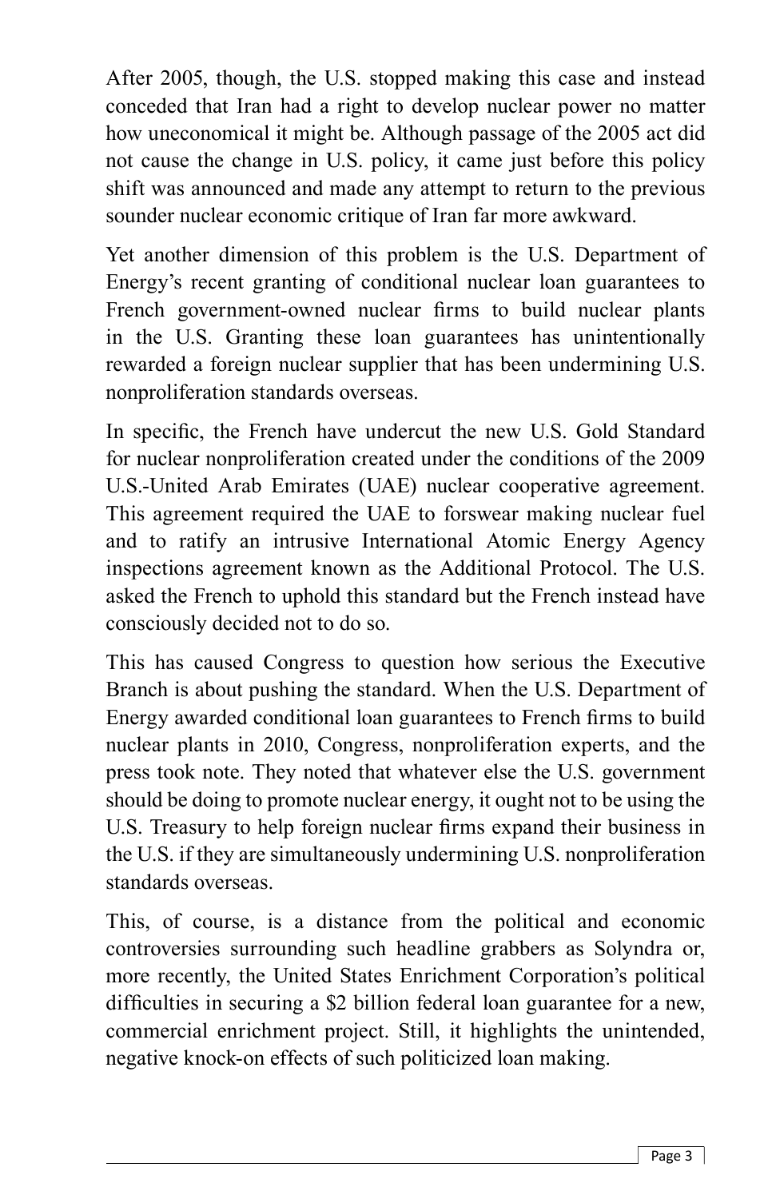After 2005, though, the U.S. stopped making this case and instead conceded that Iran had a right to develop nuclear power no matter how uneconomical it might be. Although passage of the 2005 act did not cause the change in U.S. policy, it came just before this policy shift was announced and made any attempt to return to the previous sounder nuclear economic critique of Iran far more awkward.

Yet another dimension of this problem is the U.S. Department of Energy's recent granting of conditional nuclear loan guarantees to French government-owned nuclear firms to build nuclear plants in the U.S. Granting these loan guarantees has unintentionally rewarded a foreign nuclear supplier that has been undermining U.S. nonproliferation standards overseas.

In specific, the French have undercut the new U.S. Gold Standard for nuclear nonproliferation created under the conditions of the 2009 U.S.-United Arab Emirates (UAE) nuclear cooperative agreement. This agreement required the UAE to forswear making nuclear fuel and to ratify an intrusive International Atomic Energy Agency inspections agreement known as the Additional Protocol. The U.S. asked the French to uphold this standard but the French instead have consciously decided not to do so.

This has caused Congress to question how serious the Executive Branch is about pushing the standard. When the U.S. Department of Energy awarded conditional loan guarantees to French firms to build nuclear plants in 2010, Congress, nonproliferation experts, and the press took note. They noted that whatever else the U.S. government should be doing to promote nuclear energy, it ought not to be using the U.S. Treasury to help foreign nuclear firms expand their business in the U.S. if they are simultaneously undermining U.S. nonproliferation standards overseas.

This, of course, is a distance from the political and economic controversies surrounding such headline grabbers as Solyndra or, more recently, the United States Enrichment Corporation's political difficulties in securing a $2 billion federal loan guarantee for a new, commercial enrichment project. Still, it highlights the unintended, negative knock-on effects of such politicized loan making.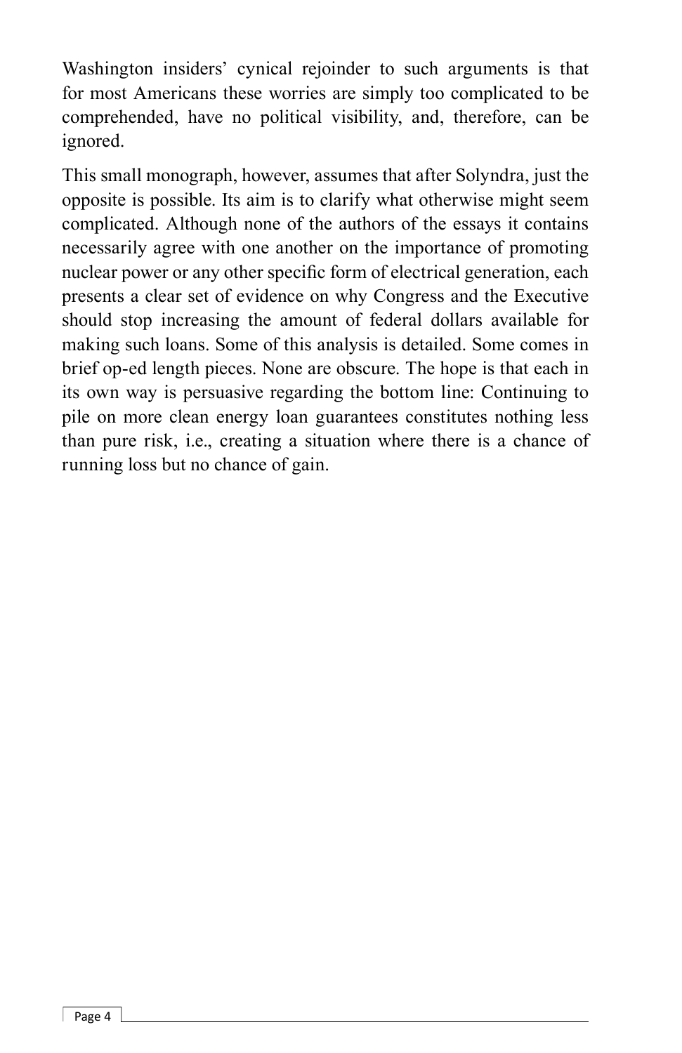Washington insiders' cynical rejoinder to such arguments is that for most Americans these worries are simply too complicated to be comprehended, have no political visibility, and, therefore, can be ignored.

This small monograph, however, assumes that after Solyndra, just the opposite is possible. Its aim is to clarify what otherwise might seem complicated. Although none of the authors of the essays it contains necessarily agree with one another on the importance of promoting nuclear power or any other specific form of electrical generation, each presents a clear set of evidence on why Congress and the Executive should stop increasing the amount of federal dollars available for making such loans. Some of this analysis is detailed. Some comes in brief op-ed length pieces. None are obscure. The hope is that each in its own way is persuasive regarding the bottom line: Continuing to pile on more clean energy loan guarantees constitutes nothing less than pure risk, i.e., creating a situation where there is a chance of running loss but no chance of gain.